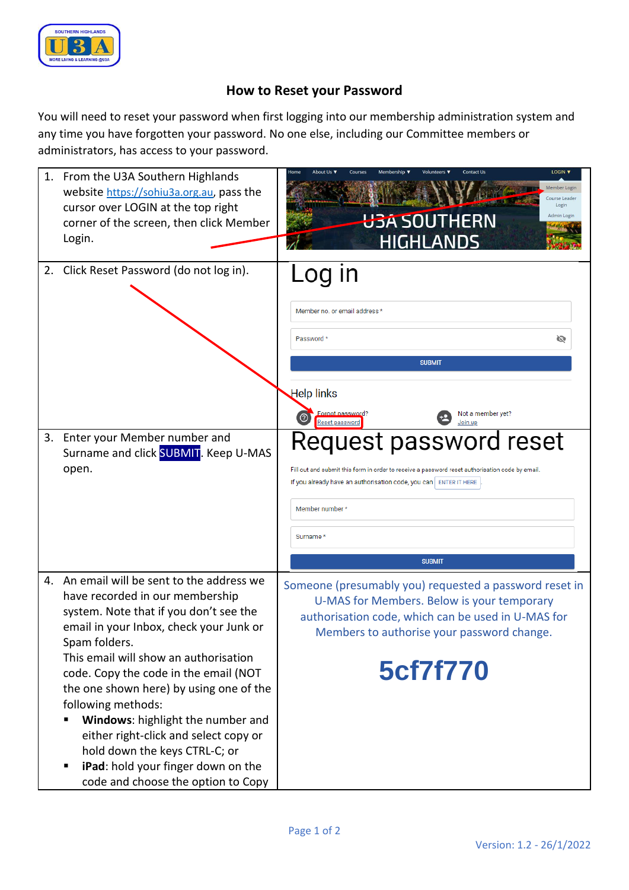## How to Reset your Password

You will need to reset your password when first logging into our membership administration system and any time you have forgotten your password. No one else, including our Committee members or administrators, has access to your password.

1. From the U3A Southern Highlands website https://sohiu3a.org.au, pass the cursor over LOGIN at the top right corner of the screen, then click Member Login.

2. Click Reset Password (do not log in).

3. Enter your Member number and Surname and click SUBMIT. Keep U-MAS open.

4. An email will be sent to the address we have recorded in our membership system. Note that if you don't see the email in your Inbox, check your Junk or Spam folders.
   This email will show an authorisation code. Copy the code in the email (NOT the one shown here) by using one of the following methods:
   - **Windows**: highlight the number and either right-click and select copy or hold down the keys CTRL-C; or
   - **iPad**: hold your finger down on the code and choose the option to Copy

Someone (presumably you) requested a password reset in U-MAS for Members. Below is your temporary authorisation code, which can be used in U-MAS for Members to authorise your password change.

**5cf7f770**

Version: 1.2 - 26/1/2022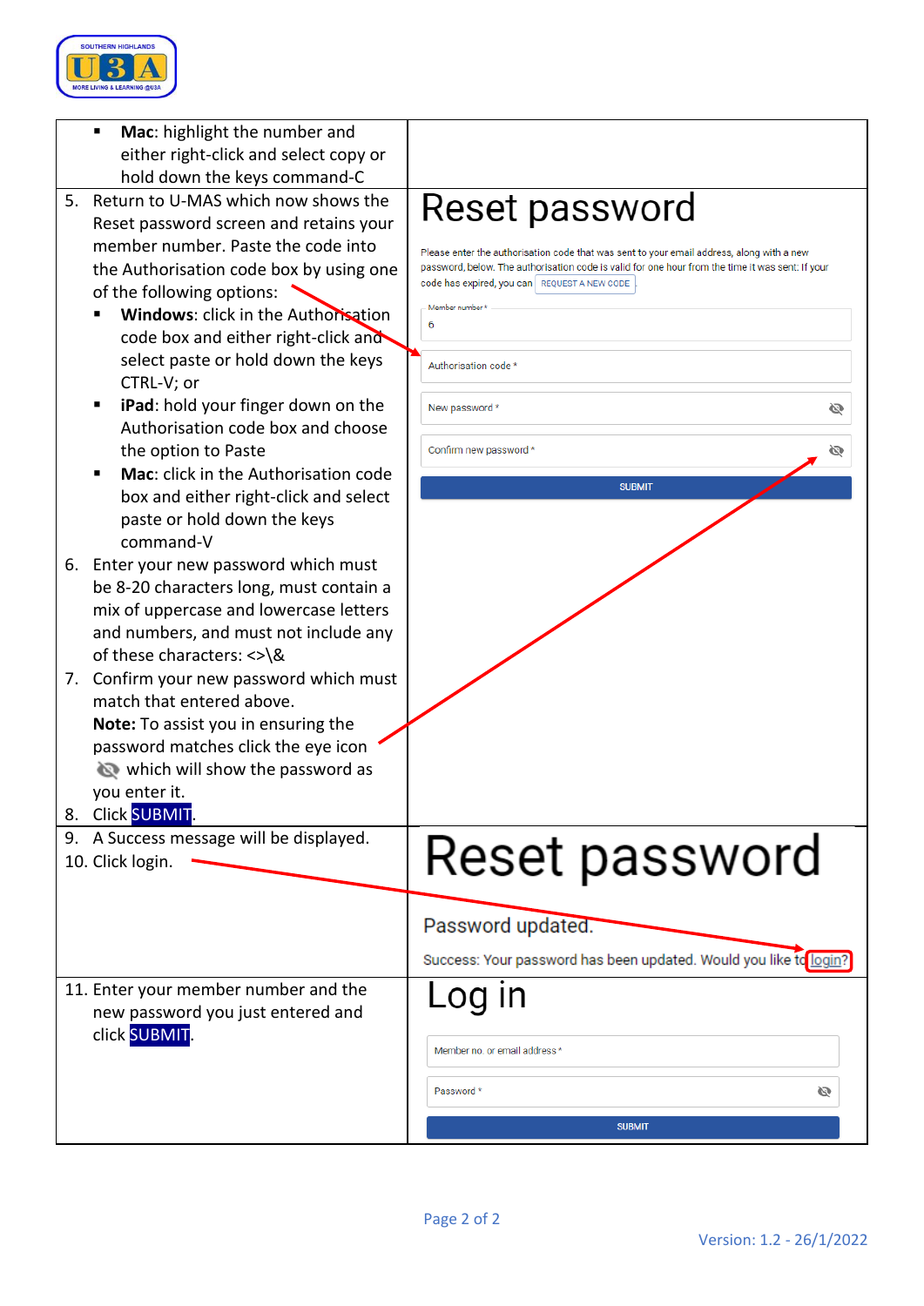| | |
|---|---|
| ▪ **Mac**: highlight the number and either right-click and select copy or hold down the keys command-C | |
| 5. Return to U-MAS which now shows the Reset password screen and retains your member number. Paste the code into the Authorisation code box by using one of the following options:<br>▪ **Windows**: click in the Authorisation code box and either right-click and select paste or hold down the keys CTRL-V; or<br>▪ **iPad**: hold your finger down on the Authorisation code box and choose the option to Paste<br>▪ **Mac**: click in the Authorisation code box and either right-click and select paste or hold down the keys command-V<br>6. Enter your new password which must be 8-20 characters long, must contain a mix of uppercase and lowercase letters and numbers, and must not include any of these characters: <>\&<br>7. Confirm your new password which must match that entered above.<br>**Note:** To assist you in ensuring the password matches click the eye icon which will show the password as you enter it.<br>8. Click SUBMIT. | Reset password<br>Please enter the authorisation code that was sent to your email address, along with a new password, below. The authorisation code is valid for one hour from the time it was sent. If your code has expired, you can REQUEST A NEW CODE<br>Member number *<br>6<br>Authorisation code *<br>New password *<br>Confirm new password *<br>SUBMIT |
| 9. A Success message will be displayed.<br>10. Click login. | Reset password<br>Password updated.<br>Success: Your password has been updated. Would you like to login? |
| 11. Enter your member number and the new password you just entered and click SUBMIT. | Log in<br>Member no. or email address *<br>Password *<br>SUBMIT |

Version: 1.2 - 26/1/2022